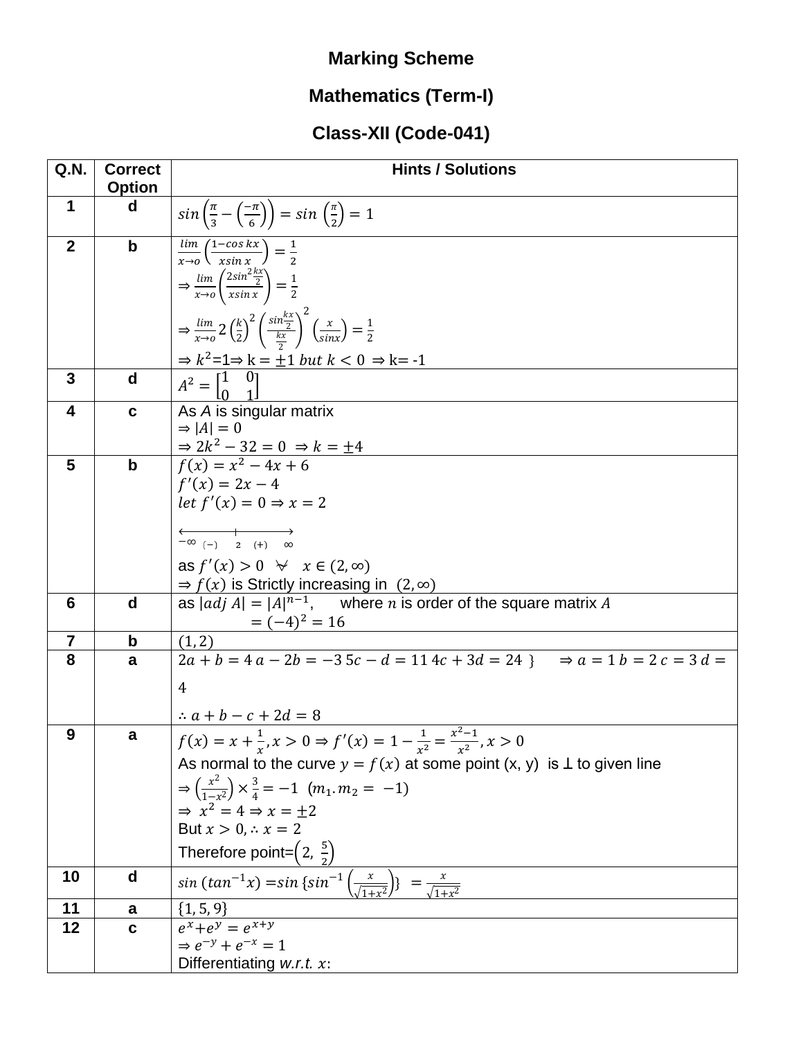**Marking Scheme**

**Mathematics (Term-I)**

**Class-XII (Code-041)**

| Q.N. | Correct Option | Hints / Solutions |
|---|---|---|
| 1 | d | $sin\left(\frac{\pi}{3}-\left(\frac{-\pi}{6}\right)\right)=sin\ \left(\frac{\pi}{2}\right)=1$ |
| 2 | b | $\lim_{x\to o}\left(\frac{1-cos\ kx}{x sin\ x}\right)=\frac{1}{2}$ <br> $\Rightarrow \lim_{x\to o}\left(\frac{2sin^2\frac{kx}{2}}{x sin\ x}\right)=\frac{1}{2}$ <br> $\Rightarrow \lim_{x\to o}2\left(\frac{k}{2}\right)^2\left(\frac{sin\frac{kx}{2}}{\frac{kx}{2}}\right)^2\left(\frac{x}{sinx}\right)=\frac{1}{2}$ <br> $\Rightarrow k^2=1 \Rightarrow k=\pm 1\ but\ k<0\ \Rightarrow k=-1$ |
| 3 | d | $A^2=\begin{bmatrix}1 & 0\\0 & 1\end{bmatrix}$ |
| 4 | c | As $A$ is singular matrix <br> $\Rightarrow \|A\|=0$ <br> $\Rightarrow 2k^2-32=0\ \Rightarrow k=\pm 4$ |
| 5 | b | $f(x)=x^2-4x+6$ <br> $f'(x)=2x-4$ <br> $let\ f'(x)=0 \Rightarrow x=2$ <br> $-\infty$ (−) 2 (+) $\infty$ <br> as $f'(x)>0\ \ \forall\ \ x\in(2,\infty)$ <br> $\Rightarrow f(x)$ is Strictly increasing in $(2,\infty)$ |
| 6 | d | as $\|adj\ A\|=\|A\|^{n-1}$, where $n$ is order of the square matrix $A$ <br> $=(-4)^2=16$ |
| 7 | b | $(1,2)$ |
| 8 | a | $2a+b=4\ a-2b=-3\ 5c-d=11\ 4c+3d=24\ \}\ \Rightarrow a=1\ b=2\ c=3\ d=4$ <br> $\therefore a+b-c+2d=8$ |
| 9 | a | $f(x)=x+\frac{1}{x}, x>0 \Rightarrow f'(x)=1-\frac{1}{x^2}=\frac{x^2-1}{x^2}, x>0$ <br> As normal to the curve $y=f(x)$ at some point (x, y) is ⊥ to given line <br> $\Rightarrow\left(\frac{x^2}{1-x^2}\right)\times\frac{3}{4}=-1\ \ (m_1.m_2=\ -1)$ <br> $\Rightarrow\ x^2=4 \Rightarrow x=\pm 2$ <br> But $x>0, \therefore x=2$ <br> Therefore point=$\left(2,\ \frac{5}{2}\right)$ |
| 10 | d | $sin\ (tan^{-1}x)=sin\ \{sin^{-1}\left(\frac{x}{\sqrt{1+x^2}}\right)\}\ =\frac{x}{\sqrt{1+x^2}}$ |
| 11 | a | $\{1, 5, 9\}$ |
| 12 | c | $e^x+e^y=e^{x+y}$ <br> $\Rightarrow e^{-y}+e^{-x}=1$ <br> Differentiating *w.r.t.* $x$: |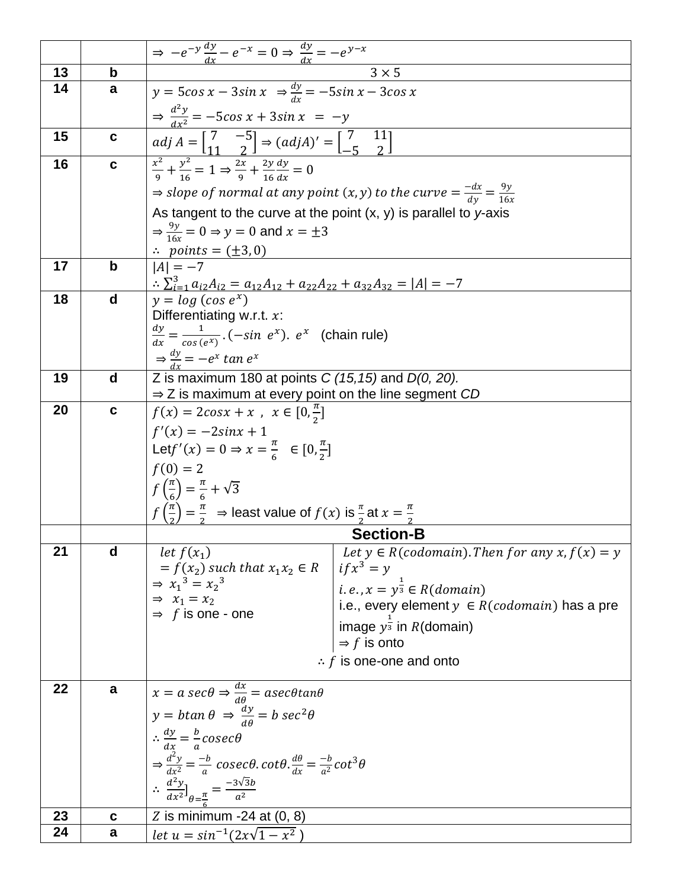| | | |
|---|---|---|
| | | $\Rightarrow -e^{-y}\frac{dy}{dx} - e^{-x} = 0 \Rightarrow \frac{dy}{dx} = -e^{y-x}$ |
| **13** | **b** | $3 \times 5$ |
| **14** | **a** | $y = 5cos\,x - 3sin\,x \Rightarrow \frac{dy}{dx} = -5sin\,x - 3cos\,x$<br>$\Rightarrow \frac{d^2y}{dx^2} = -5cos\,x + 3sin\,x = -y$ |
| **15** | **c** | $adj\,A = \begin{bmatrix} 7 & -5 \\ 11 & 2 \end{bmatrix} \Rightarrow (adjA)' = \begin{bmatrix} 7 & 11 \\ -5 & 2 \end{bmatrix}$ |
| **16** | **c** | $\frac{x^2}{9} + \frac{y^2}{16} = 1 \Rightarrow \frac{2x}{9} + \frac{2y}{16}\frac{dy}{dx} = 0$<br>$\Rightarrow slope\ of\ normal\ at\ any\ point\ (x, y)\ to\ the\ curve = \frac{-dx}{dy} = \frac{9y}{16x}$<br>As tangent to the curve at the point (x, y) is parallel to *y*-axis<br>$\Rightarrow \frac{9y}{16x} = 0 \Rightarrow y = 0$ and $x = \pm 3$<br>$\therefore\ points = (\pm 3, 0)$ |
| **17** | **b** | $\|A\| = -7$<br>$\therefore \sum_{i=1}^{3} a_{i2}A_{i2} = a_{12}A_{12} + a_{22}A_{22} + a_{32}A_{32} = \|A\| = -7$ |
| **18** | **d** | $y = log\,(cos\,e^x)$<br>Differentiating w.r.t. $x$:<br>$\frac{dy}{dx} = \frac{1}{cos\,(e^x)}.(-sin\ e^x).\ e^x$ (chain rule)<br>$\Rightarrow \frac{dy}{dx} = -e^x\,tan\,e^x$ |
| **19** | **d** | Z is maximum 180 at points *C (15,15)* and *D(0, 20).*<br>⇒ Z is maximum at every point on the line segment *CD* |
| **20** | **c** | $f(x) = 2cosx + x\ ,\ x \in [0, \frac{\pi}{2}]$<br>$f'(x) = -2sinx + 1$<br>Let $f'(x) = 0 \Rightarrow x = \frac{\pi}{6} \in [0, \frac{\pi}{2}]$<br>$f(0) = 2$<br>$f\left(\frac{\pi}{6}\right) = \frac{\pi}{6} + \sqrt{3}$<br>$f\left(\frac{\pi}{2}\right) = \frac{\pi}{2}$ ⇒ least value of $f(x)$ is $\frac{\pi}{2}$ at $x = \frac{\pi}{2}$ |
| | | **Section-B** |
| **21** | **d** | $let\ f(x_1) = f(x_2)\ such\ that\ x_1 x_2 \in R$<br>$\Rightarrow\ {x_1}^3 = {x_2}^3$<br>$\Rightarrow\ x_1 = x_2$<br>⇒ $f$ is one - one<br><br>$Let\ y \in R(codomain). Then\ for\ any\ x, f(x) = y\ if x^3 = y$<br>$i.e., x = y^{\frac{1}{3}} \in R(domain)$<br>i.e., every element $y \in R(codomain)$ has a pre image $y^{\frac{1}{3}}$ in $R$(domain)<br>⇒ $f$ is onto<br><br>∴ $f$ is one-one and onto |
| **22** | **a** | $x = a\,sec\theta \Rightarrow \frac{dx}{d\theta} = asec\theta tan\theta$<br>$y = btan\,\theta \Rightarrow \frac{dy}{d\theta} = b\,sec^2\theta$<br>$\therefore \frac{dy}{dx} = \frac{b}{a}cosec\theta$<br>$\Rightarrow \frac{d^2y}{dx^2} = \frac{-b}{a}\ cosec\theta.cot\theta.\frac{d\theta}{dx} = \frac{-b}{a^2}cot^3\theta$<br>$\therefore\ \frac{d^2y}{dx^2}\Big]_{\theta=\frac{\pi}{6}} = \frac{-3\sqrt{3}b}{a^2}$ |
| **23** | **c** | $Z$ is minimum -24 at (0, 8) |
| **24** | **a** | $let\ u = sin^{-1}(2x\sqrt{1-x^2}\,)$ |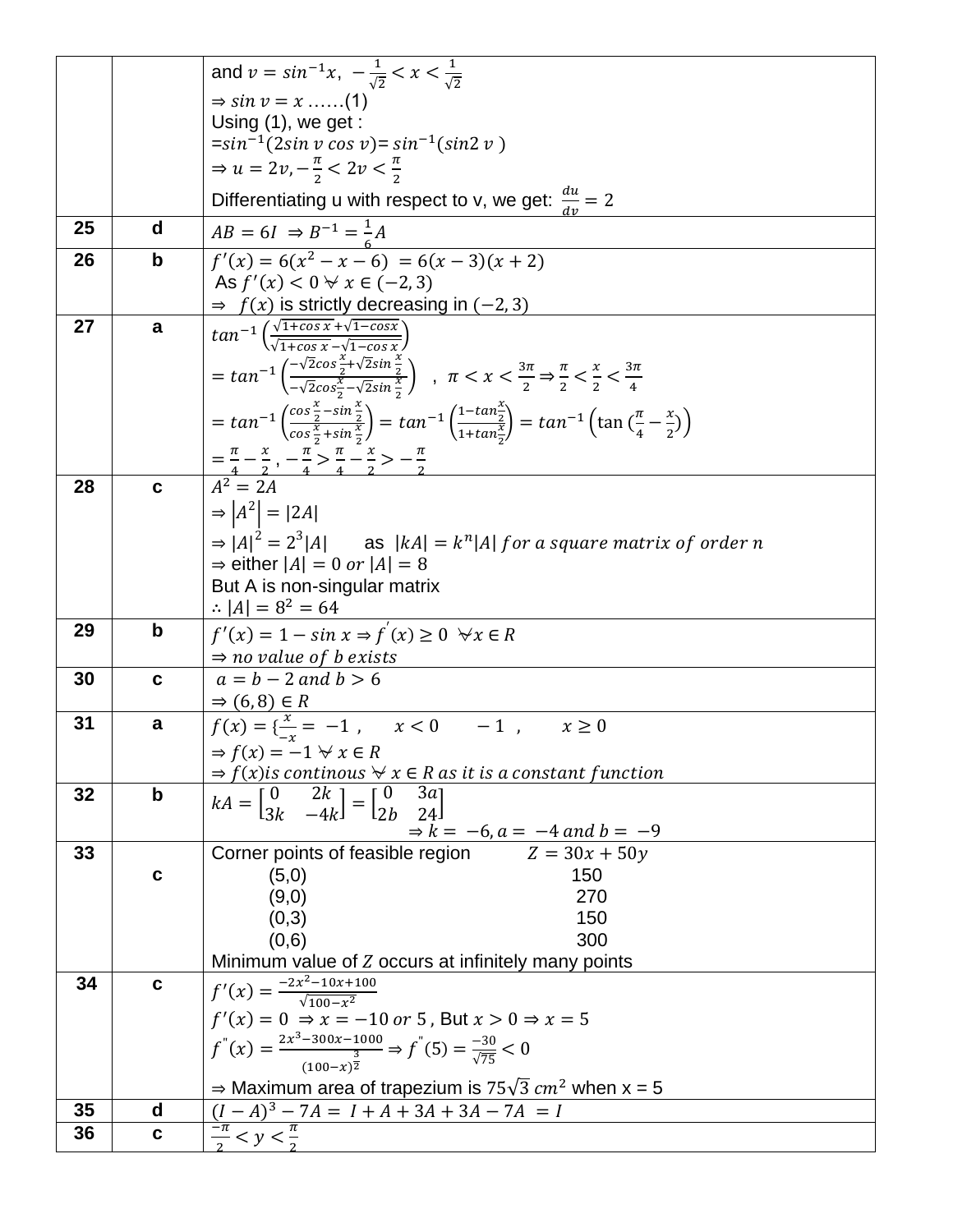| | | |
|---|---|---|
| | | and $v = sin^{-1}x,\ -\frac{1}{\sqrt{2}} < x < \frac{1}{\sqrt{2}}$ <br> $\Rightarrow sin\ v = x$ ……(1) <br> Using (1), we get : <br> $= sin^{-1}(2sin\ v\ cos\ v) = sin^{-1}(sin2\ v\ )$ <br> $\Rightarrow u = 2v, -\frac{\pi}{2} < 2v < \frac{\pi}{2}$ <br> Differentiating u with respect to v, we get: $\frac{du}{dv} = 2$ |
| 25 | d | $AB = 6I\ \Rightarrow B^{-1} = \frac{1}{6}A$ |
| 26 | b | $f'(x) = 6(x^2 - x - 6)\ = 6(x - 3)(x + 2)$ <br> As $f'(x) < 0\ \forall\ x \in (-2, 3)$ <br> $\Rightarrow\ f(x)$ is strictly decreasing in $(-2, 3)$ |
| 27 | a | $tan^{-1}\left(\frac{\sqrt{1+cos\ x}+\sqrt{1-cosx}}{\sqrt{1+cos\ x}-\sqrt{1-cos\ x}}\right)$ <br> $= tan^{-1}\left(\frac{-\sqrt{2}cos\frac{x}{2}+\sqrt{2}sin\frac{x}{2}}{-\sqrt{2}cos\frac{x}{2}-\sqrt{2}sin\frac{x}{2}}\right)$ , $\pi < x < \frac{3\pi}{2} \Rightarrow \frac{\pi}{2} < \frac{x}{2} < \frac{3\pi}{4}$ <br> $= tan^{-1}\left(\frac{cos\frac{x}{2}-sin\frac{x}{2}}{cos\frac{x}{2}+sin\frac{x}{2}}\right) = tan^{-1}\left(\frac{1-tan\frac{x}{2}}{1+tan\frac{x}{2}}\right) = tan^{-1}\left(\tan\left(\frac{\pi}{4} - \frac{x}{2}\right)\right)$ <br> $= \frac{\pi}{4} - \frac{x}{2}\ , -\frac{\pi}{4} > \frac{\pi}{4} - \frac{x}{2} > -\frac{\pi}{2}$ |
| 28 | c | $A^2 = 2A$ <br> $\Rightarrow \left\|A^2\right\| = \|2A\|$ <br> $\Rightarrow \|A\|^2 = 2^3\|A\|$ as $\|kA\| = k^n\|A\|\ for\ a\ square\ matrix\ of\ order\ n$ <br> $\Rightarrow$ either $\|A\| = 0\ or\ \|A\| = 8$ <br> But A is non-singular matrix <br> $\therefore \|A\| = 8^2 = 64$ |
| 29 | b | $f'(x) = 1 - sin\ x \Rightarrow f'(x) \geq 0\ \ \forall x \in R$ <br> $\Rightarrow no\ value\ of\ b\ exists$ |
| 30 | c | $a = b - 2\ and\ b > 6$ <br> $\Rightarrow (6, 8) \in R$ |
| 31 | a | $f(x) = \{\frac{x}{-x} = -1\ ,\quad x < 0 \quad -1\ ,\quad x \geq 0$ <br> $\Rightarrow f(x) = -1\ \forall\ x \in R$ <br> $\Rightarrow f(x) is\ continous\ \forall\ x \in R\ as\ it\ is\ a\ constant\ function$ |
| 32 | b | $kA = \begin{bmatrix} 0 & 2k \\ 3k & -4k \end{bmatrix} = \begin{bmatrix} 0 & 3a \\ 2b & 24 \end{bmatrix}$ <br> $\Rightarrow k = -6, a = -4\ and\ b = -9$ |
| 33 | c | Corner points of feasible region $\quad Z = 30x + 50y$ <br> (5,0) 150 <br> (9,0) 270 <br> (0,3) 150 <br> (0,6) 300 <br> Minimum value of $Z$ occurs at infinitely many points |
| 34 | c | $f'(x) = \frac{-2x^2-10x+100}{\sqrt{100-x^2}}$ <br> $f'(x) = 0\ \Rightarrow x = -10\ or\ 5$ , But $x > 0 \Rightarrow x = 5$ <br> $f''(x) = \frac{2x^3-300x-1000}{(100-x)^{\frac{3}{2}}} \Rightarrow f''(5) = \frac{-30}{\sqrt{75}} < 0$ <br> $\Rightarrow$ Maximum area of trapezium is $75\sqrt{3}\ cm^2$ when x = 5 |
| 35 | d | $(I - A)^3 - 7A = \ I + A + 3A + 3A - 7A\ = I$ |
| 36 | c | $\frac{-\pi}{2} < y < \frac{\pi}{2}$ |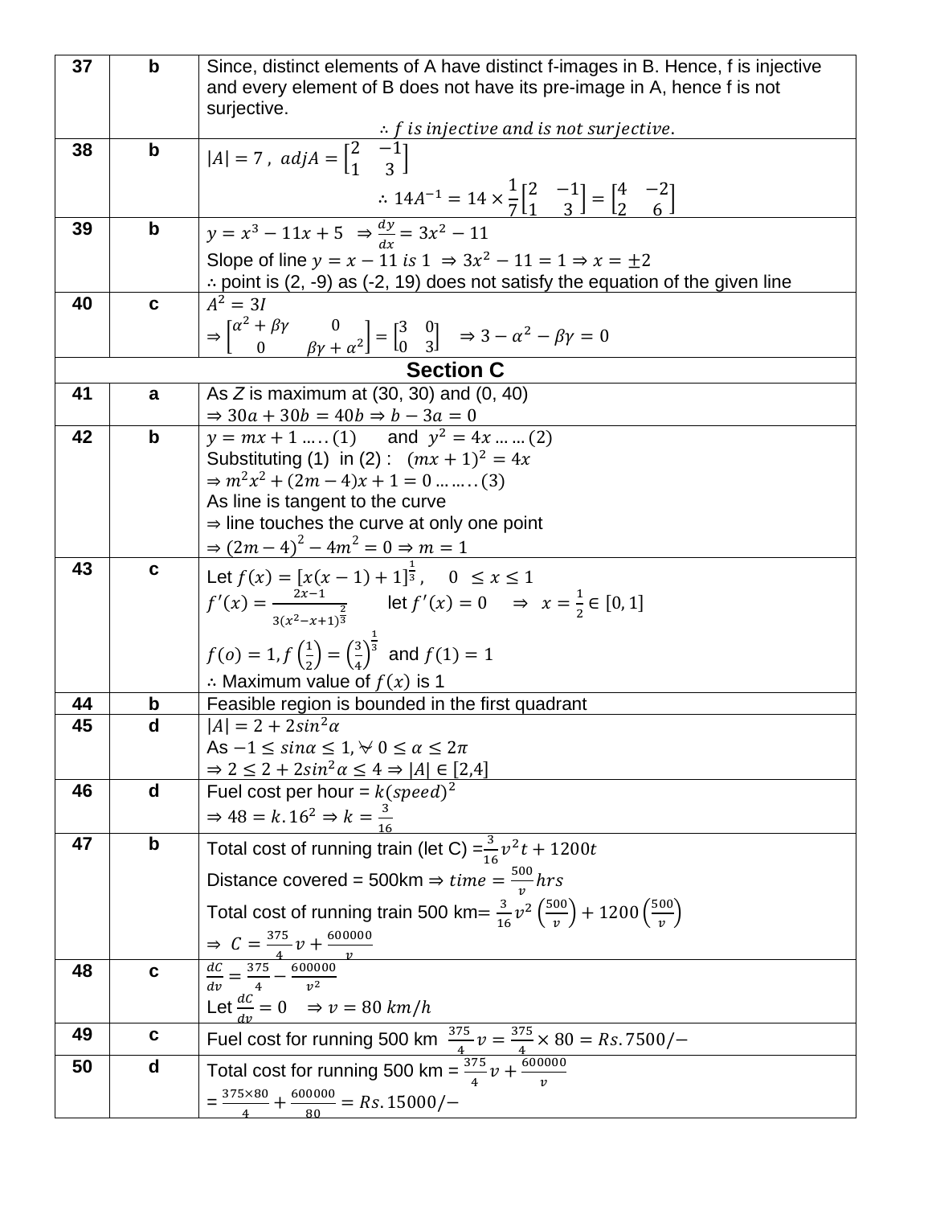| | | |
|---|---|---|
| 37 | b | Since, distinct elements of A have distinct f-images in B. Hence, f is injective and every element of B does not have its pre-image in A, hence f is not surjective. $\therefore f \text{ is injective and is not surjective.}$ |
| 38 | b | $\|A\| = 7$ , $adjA = \begin{bmatrix} 2 & -1 \\ 1 & 3 \end{bmatrix}$ $\therefore 14A^{-1} = 14 \times \frac{1}{7}\begin{bmatrix} 2 & -1 \\ 1 & 3 \end{bmatrix} = \begin{bmatrix} 4 & -2 \\ 2 & 6 \end{bmatrix}$ |
| 39 | b | $y = x^3 - 11x + 5 \Rightarrow \frac{dy}{dx} = 3x^2 - 11$ Slope of line $y = x - 11$ is 1 $\Rightarrow 3x^2 - 11 = 1 \Rightarrow x = \pm 2$ $\therefore$ point is (2, -9) as (-2, 19) does not satisfy the equation of the given line |
| 40 | c | $A^2 = 3I$ $\Rightarrow \begin{bmatrix} \alpha^2 + \beta\gamma & 0 \\ 0 & \beta\gamma + \alpha^2 \end{bmatrix} = \begin{bmatrix} 3 & 0 \\ 0 & 3 \end{bmatrix} \Rightarrow 3 - \alpha^2 - \beta\gamma = 0$ |
| **Section C** | | |
| 41 | a | As $Z$ is maximum at (30, 30) and (0, 40) $\Rightarrow 30a + 30b = 40b \Rightarrow b - 3a = 0$ |
| 42 | b | $y = mx + 1 \ldots\ldots (1)$ and $y^2 = 4x \ldots\ldots (2)$ Substituting (1) in (2) : $(mx+1)^2 = 4x$ $\Rightarrow m^2x^2 + (2m-4)x + 1 = 0 \ldots\ldots\ldots (3)$ As line is tangent to the curve $\Rightarrow$ line touches the curve at only one point $\Rightarrow (2m-4)^2 - 4m^2 = 0 \Rightarrow m = 1$ |
| 43 | c | Let $f(x) = [x(x-1)+1]^{\frac{1}{3}}$, $0 \le x \le 1$ $f'(x) = \frac{2x-1}{3(x^2-x+1)^{\frac{2}{3}}}$ let $f'(x) = 0 \Rightarrow x = \frac{1}{2} \in [0,1]$ $f(o) = 1, f\left(\frac{1}{2}\right) = \left(\frac{3}{4}\right)^{\frac{1}{3}}$ and $f(1) = 1$ $\therefore$ Maximum value of $f(x)$ is 1 |
| 44 | b | Feasible region is bounded in the first quadrant |
| 45 | d | $\|A\| = 2 + 2sin^2\alpha$ As $-1 \le sin\alpha \le 1, \forall\, 0 \le \alpha \le 2\pi$ $\Rightarrow 2 \le 2 + 2sin^2\alpha \le 4 \Rightarrow \|A\| \in [2,4]$ |
| 46 | d | Fuel cost per hour = $k(speed)^2$ $\Rightarrow 48 = k.16^2 \Rightarrow k = \frac{3}{16}$ |
| 47 | b | Total cost of running train (let C) =$\frac{3}{16}v^2t + 1200t$ Distance covered = 500km $\Rightarrow time = \frac{500}{v}hrs$ Total cost of running train 500 km= $\frac{3}{16}v^2\left(\frac{500}{v}\right) + 1200\left(\frac{500}{v}\right)$ $\Rightarrow C = \frac{375}{4}v + \frac{600000}{v}$ |
| 48 | c | $\frac{dC}{dv} = \frac{375}{4} - \frac{600000}{v^2}$ Let $\frac{dC}{dv} = 0 \Rightarrow v = 80\ km/h$ |
| 49 | c | Fuel cost for running 500 km $\frac{375}{4}v = \frac{375}{4} \times 80 = Rs.7500/-$ |
| 50 | d | Total cost for running 500 km = $\frac{375}{4}v + \frac{600000}{v}$ $= \frac{375 \times 80}{4} + \frac{600000}{80} = Rs.15000/-$ |